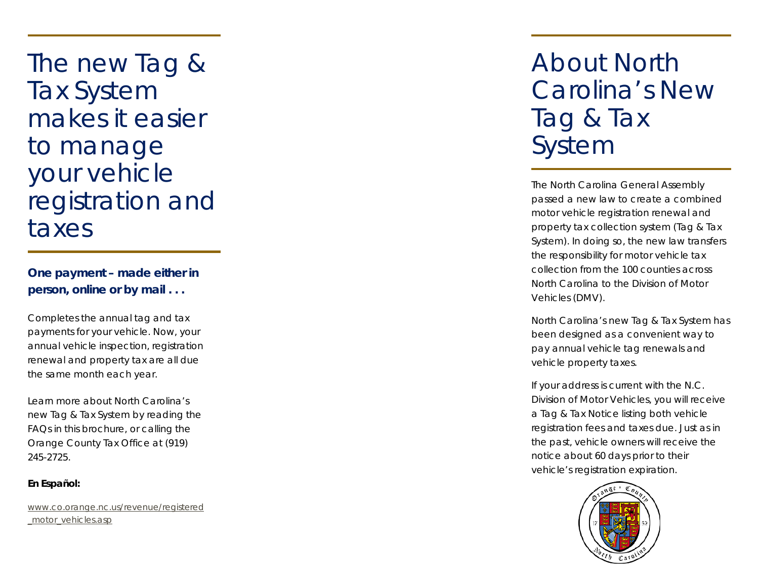# The new Tag & Tax System makes it easier to manage your vehicle registration and taxes

**One payment – made either in person, online or by mail . . .**

Completes the annual tag and tax payments for your vehicle. Now, your annual vehicle inspection, registration renewal and property tax are all due the same month each year.

Learn more about North Carolina's new Tag & Tax System by reading the FAQs in this brochure, or calling the Orange County Tax Office at (919) 245-2725.

**En Español:**

www.co.orange.nc.us/revenue/registered_motor_vehicles.asp

# About North Carolina's New Tag & Tax System

The North Carolina General Assembly passed a new law to create a combined motor vehicle registration renewal and property tax collection system (Tag & Tax System). In doing so, the new law transfers the responsibility for motor vehicle tax collection from the 100 counties across North Carolina to the Division of Motor Vehicles (DMV).

North Carolina's new Tag & Tax System has been designed as a convenient way to pay annual vehicle tag renewals and vehicle property taxes.

If your address is current with the N.C. Division of Motor Vehicles, you will receive a Tag & Tax Notice listing both vehicle registration fees and taxes due. Just as in the past, vehicle owners will receive the notice about 60 days prior to their vehicle's registration expiration.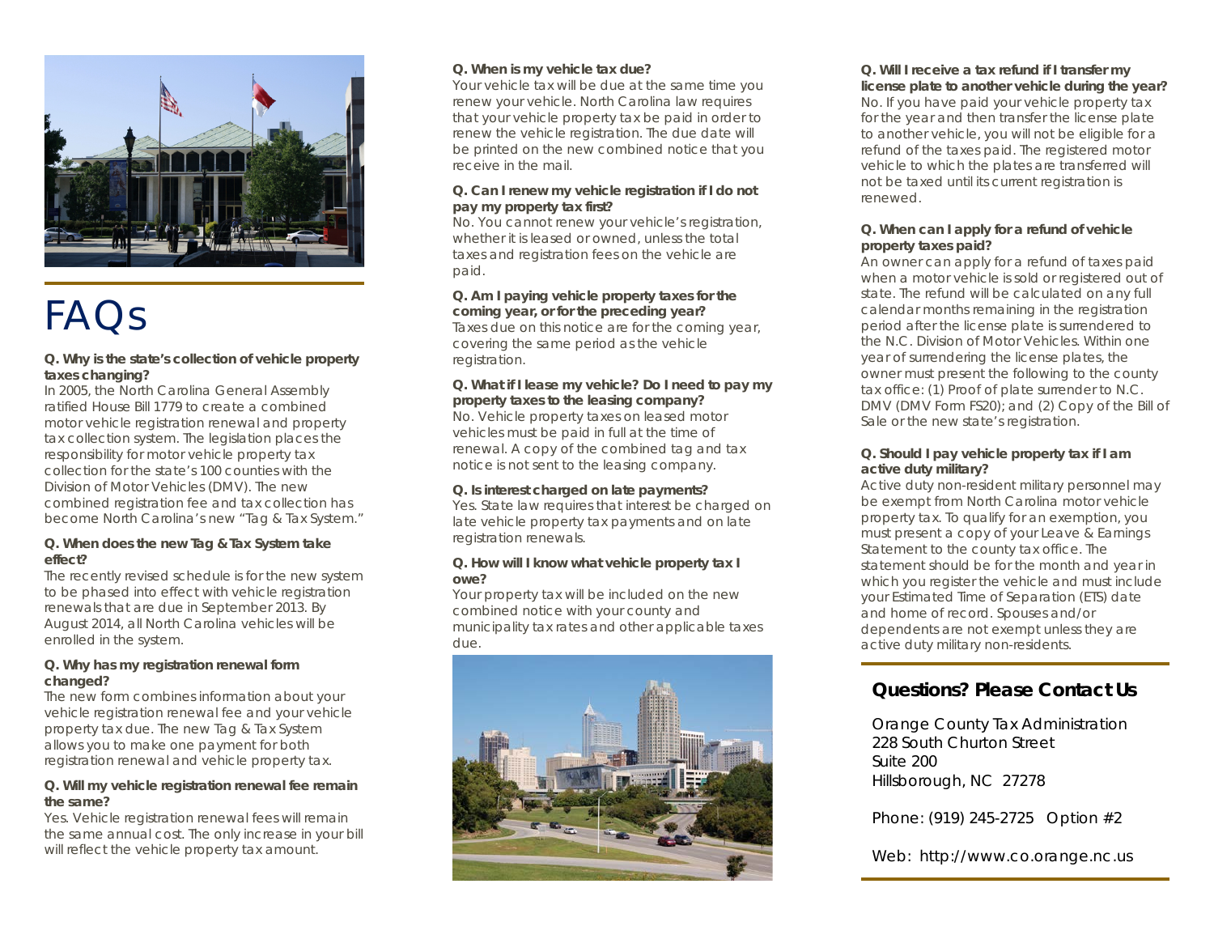# FAQs

**Q. Why is the state's collection of vehicle property taxes changing?**
In 2005, the North Carolina General Assembly ratified House Bill 1779 to create a combined motor vehicle registration renewal and property tax collection system. The legislation places the responsibility for motor vehicle property tax collection for the state's 100 counties with the Division of Motor Vehicles (DMV). The new combined registration fee and tax collection has become North Carolina's new "Tag & Tax System."

**Q. When does the new Tag & Tax System take effect?**
The recently revised schedule is for the new system to be phased into effect with vehicle registration renewals that are due in September 2013. By August 2014, all North Carolina vehicles will be enrolled in the system.

**Q. Why has my registration renewal form changed?**
The new form combines information about your vehicle registration renewal fee and your vehicle property tax due. The new Tag & Tax System allows you to make one payment for both registration renewal and vehicle property tax.

**Q. Will my vehicle registration renewal fee remain the same?**
Yes. Vehicle registration renewal fees will remain the same annual cost. The only increase in your bill will reflect the vehicle property tax amount.

**Q. When is my vehicle tax due?**
Your vehicle tax will be due at the same time you renew your vehicle. North Carolina law requires that your vehicle property tax be paid in order to renew the vehicle registration. The due date will be printed on the new combined notice that you receive in the mail.

**Q. Can I renew my vehicle registration if I do not pay my property tax first?**
No. You cannot renew your vehicle's registration, whether it is leased or owned, unless the total taxes and registration fees on the vehicle are paid.

**Q. Am I paying vehicle property taxes for the coming year, or for the preceding year?**
Taxes due on this notice are for the coming year, covering the same period as the vehicle registration.

**Q. What if I lease my vehicle? Do I need to pay my property taxes to the leasing company?**
No. Vehicle property taxes on leased motor vehicles must be paid in full at the time of renewal. A copy of the combined tag and tax notice is not sent to the leasing company.

**Q. Is interest charged on late payments?**
Yes. State law requires that interest be charged on late vehicle property tax payments and on late registration renewals.

**Q. How will I know what vehicle property tax I owe?**
Your property tax will be included on the new combined notice with your county and municipality tax rates and other applicable taxes due.

**Q. Will I receive a tax refund if I transfer my license plate to another vehicle during the year?**
No. If you have paid your vehicle property tax for the year and then transfer the license plate to another vehicle, you will not be eligible for a refund of the taxes paid. The registered motor vehicle to which the plates are transferred will not be taxed until its current registration is renewed.

**Q. When can I apply for a refund of vehicle property taxes paid?**
An owner can apply for a refund of taxes paid when a motor vehicle is sold or registered out of state. The refund will be calculated on any full calendar months remaining in the registration period after the license plate is surrendered to the N.C. Division of Motor Vehicles. Within one year of surrendering the license plates, the owner must present the following to the county tax office: (1) Proof of plate surrender to N.C. DMV (DMV Form FS20); and (2) Copy of the Bill of Sale or the new state's registration.

**Q. Should I pay vehicle property tax if I am active duty military?**
Active duty non-resident military personnel may be exempt from North Carolina motor vehicle property tax. To qualify for an exemption, you must present a copy of your Leave & Earnings Statement to the county tax office. The statement should be for the month and year in which you register the vehicle and must include your Estimated Time of Separation (ETS) date and home of record. Spouses and/or dependents are not exempt unless they are active duty military non-residents.

## Questions? Please Contact Us

Orange County Tax Administration
228 South Churton Street
Suite 200
Hillsborough, NC 27278

Phone: (919) 245-2725 Option #2

Web: http://www.co.orange.nc.us